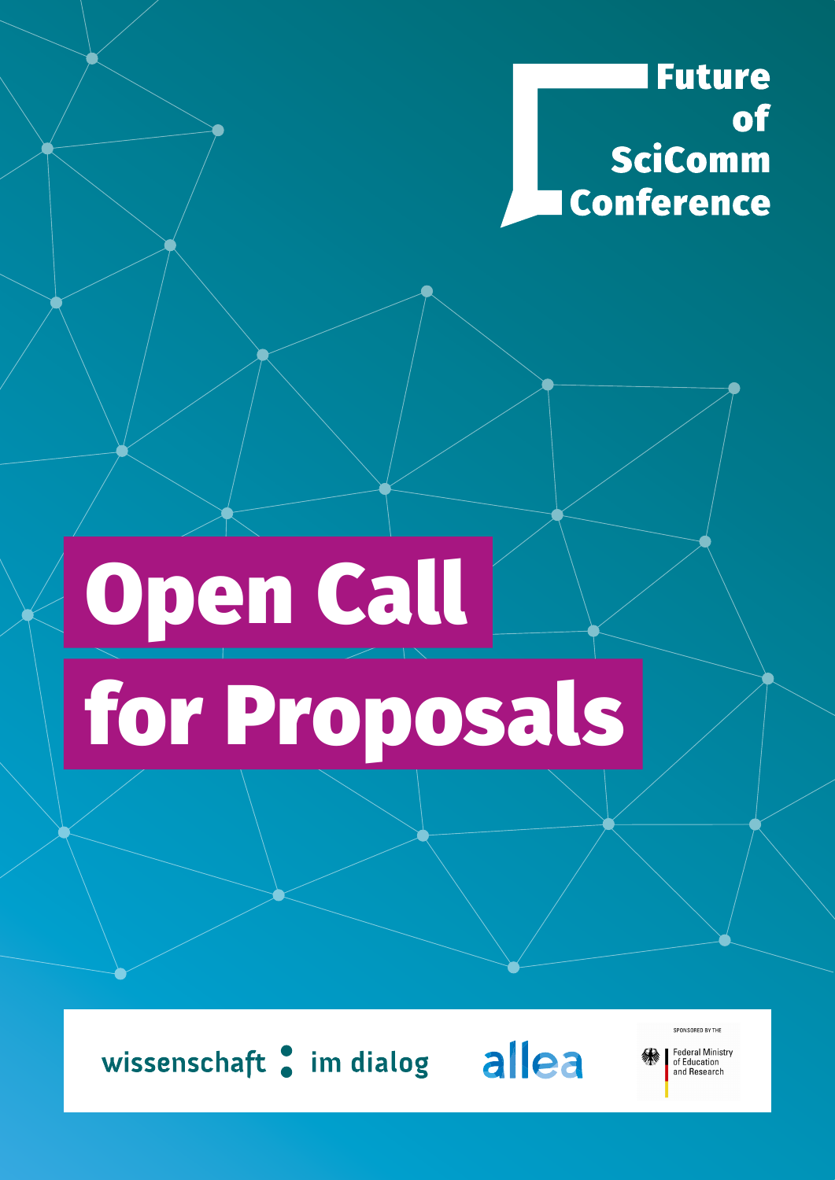Future of SciComm Conference

# Open Call for Proposals

wissenschaft im dialog

allea

SPONSORED BY THE

Federal Ministry of Education and Research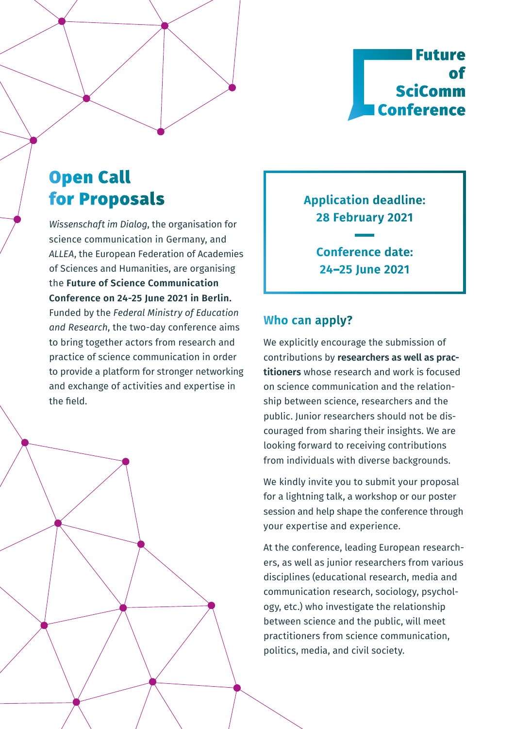**Future of SciComm Conference**

# Open Call for Proposals

*Wissenschaft im Dialog*, the organisation for science communication in Germany, and *ALLEA*, the European Federation of Academies of Sciences and Humanities, are organising the **Future of Science Communication Conference on 24-25 June 2021 in Berlin.** Funded by the *Federal Ministry of Education and Research*, the two-day conference aims to bring together actors from research and practice of science communication in order to provide a platform for stronger networking and exchange of activities and expertise in the field.

**Application deadline: 28 February 2021**

**Conference date: 24–25 June 2021**

## Who can apply?

We explicitly encourage the submission of contributions by **researchers as well as practitioners** whose research and work is focused on science communication and the relationship between science, researchers and the public. Junior researchers should not be discouraged from sharing their insights. We are looking forward to receiving contributions from individuals with diverse backgrounds.

We kindly invite you to submit your proposal for a lightning talk, a workshop or our poster session and help shape the conference through your expertise and experience.

At the conference, leading European researchers, as well as junior researchers from various disciplines (educational research, media and communication research, sociology, psychology, etc.) who investigate the relationship between science and the public, will meet practitioners from science communication, politics, media, and civil society.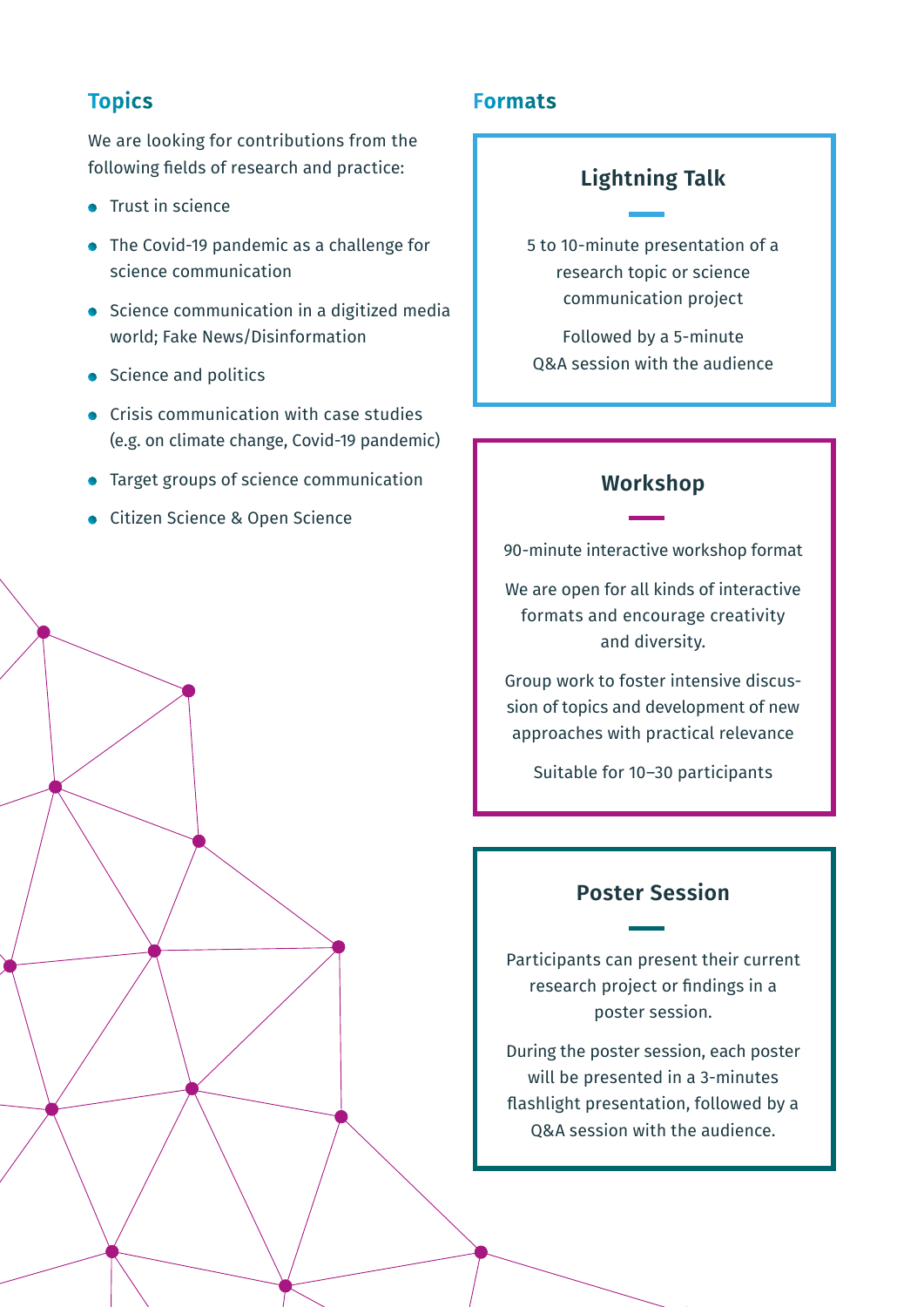## Topics

We are looking for contributions from the following fields of research and practice:

- Trust in science
- The Covid-19 pandemic as a challenge for science communication
- Science communication in a digitized media world; Fake News/Disinformation
- Science and politics
- Crisis communication with case studies (e.g. on climate change, Covid-19 pandemic)
- Target groups of science communication
- Citizen Science & Open Science

## Formats

### Lightning Talk

5 to 10-minute presentation of a research topic or science communication project

Followed by a 5-minute Q&A session with the audience

### Workshop

90-minute interactive workshop format

We are open for all kinds of interactive formats and encourage creativity and diversity.

Group work to foster intensive discussion of topics and development of new approaches with practical relevance

Suitable for 10–30 participants

### Poster Session

Participants can present their current research project or findings in a poster session.

During the poster session, each poster will be presented in a 3-minutes flashlight presentation, followed by a Q&A session with the audience.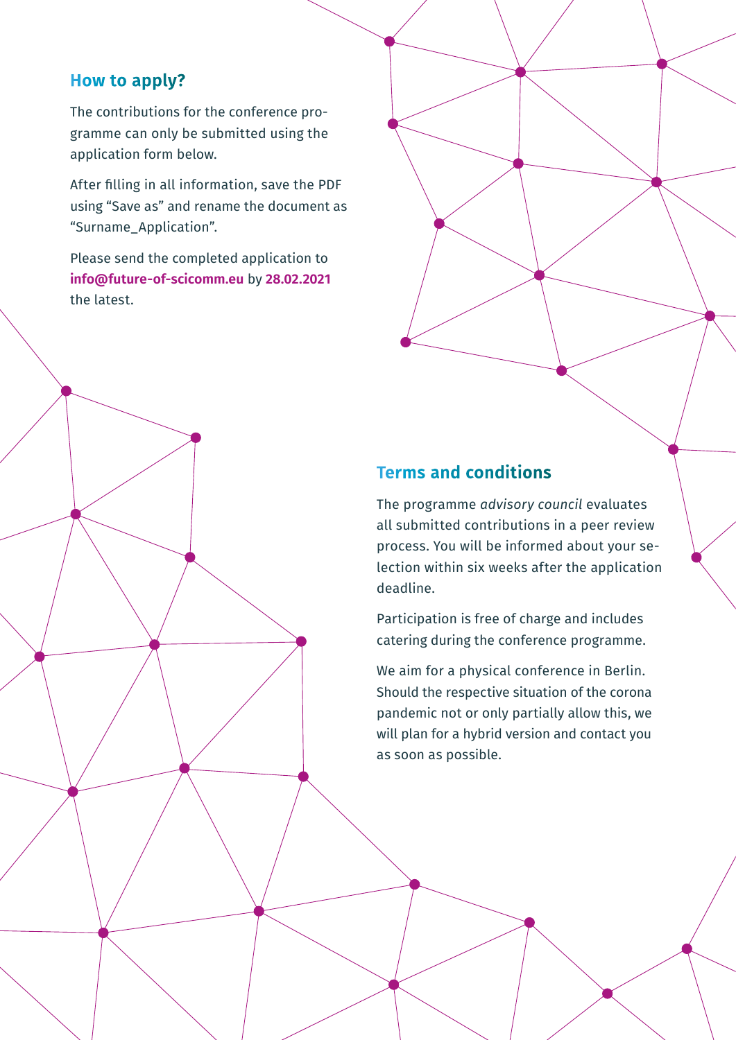## How to apply?

The contributions for the conference programme can only be submitted using the application form below.

After filling in all information, save the PDF using "Save as" and rename the document as "Surname_Application".

Please send the completed application to **info@future-of-scicomm.eu** by **28.02.2021** the latest.

## Terms and conditions

The programme *advisory council* evaluates all submitted contributions in a peer review process. You will be informed about your selection within six weeks after the application deadline.

Participation is free of charge and includes catering during the conference programme.

We aim for a physical conference in Berlin. Should the respective situation of the corona pandemic not or only partially allow this, we will plan for a hybrid version and contact you as soon as possible.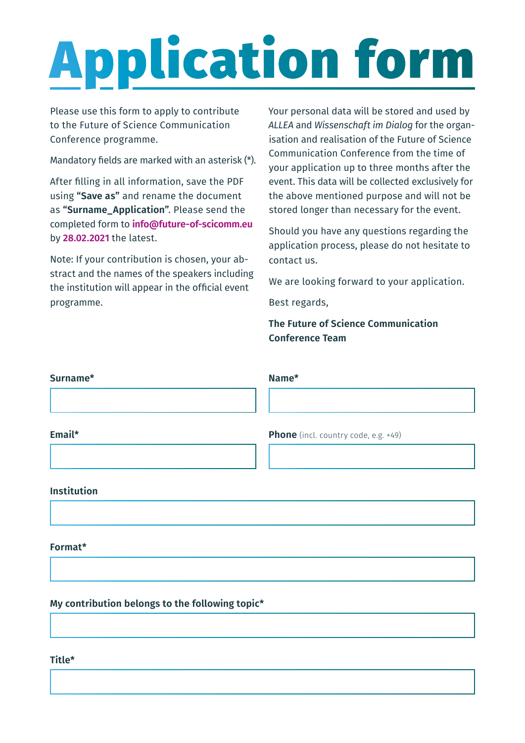# Application form

Please use this form to apply to contribute to the Future of Science Communication Conference programme.

Mandatory fields are marked with an asterisk (*).

After filling in all information, save the PDF using **"Save as"** and rename the document as **"Surname_Application"**. Please send the completed form to **info@future-of-scicomm.eu** by **28.02.2021** the latest.

Note: If your contribution is chosen, your abstract and the names of the speakers including the institution will appear in the official event programme.

Your personal data will be stored and used by *ALLEA* and *Wissenschaft im Dialog* for the organisation and realisation of the Future of Science Communication Conference from the time of your application up to three months after the event. This data will be collected exclusively for the above mentioned purpose and will not be stored longer than necessary for the event.

Should you have any questions regarding the application process, please do not hesitate to contact us.

We are looking forward to your application.

Best regards,

**The Future of Science Communication Conference Team**

**Surname***

**Name***

**Email***

**Phone** (incl. country code, e.g. +49)

**Institution**

**Format***

**My contribution belongs to the following topic***

**Title***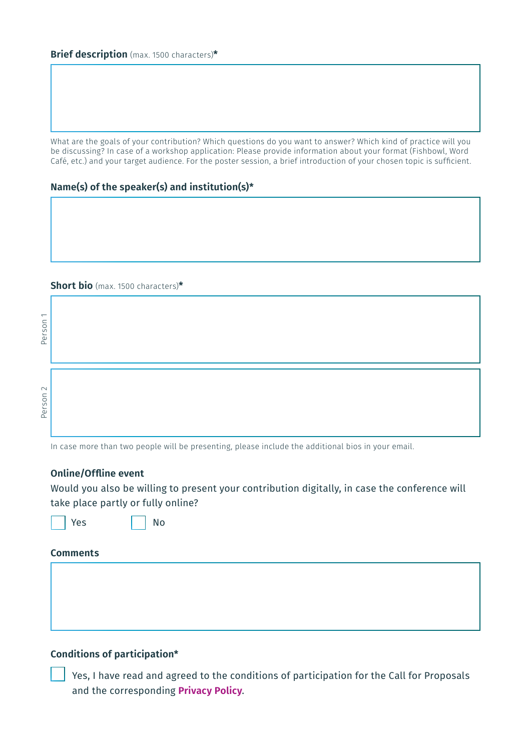**Brief description** (max. 1500 characters)*

What are the goals of your contribution? Which questions do you want to answer? Which kind of practice will you be discussing? In case of a workshop application: Please provide information about your format (Fishbowl, Word Café, etc.) and your target audience. For the poster session, a brief introduction of your chosen topic is sufficient.

**Name(s) of the speaker(s) and institution(s)***

**Short bio** (max. 1500 characters)*

Person 1

Person 2

In case more than two people will be presenting, please include the additional bios in your email.

**Online/Offline event**

Would you also be willing to present your contribution digitally, in case the conference will take place partly or fully online?

☐ Yes ☐ No

**Comments**

**Conditions of participation***

☐ Yes, I have read and agreed to the conditions of participation for the Call for Proposals and the corresponding **Privacy Policy**.